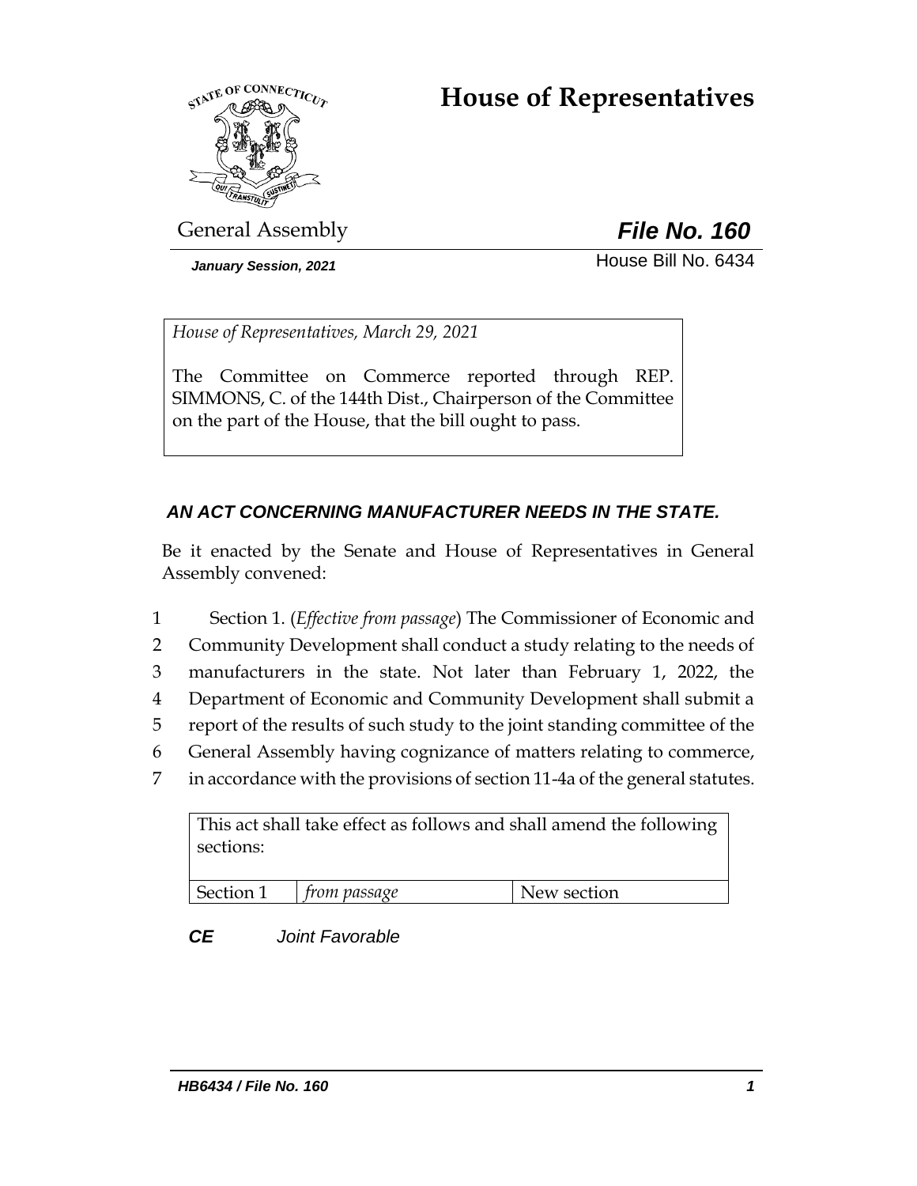# House of Representatives

General Assembly

***File No. 160***

*January Session, 2021*

House Bill No. 6434

*House of Representatives, March 29, 2021*

The Committee on Commerce reported through REP. SIMMONS, C. of the 144th Dist., Chairperson of the Committee on the part of the House, that the bill ought to pass.

***AN ACT CONCERNING MANUFACTURER NEEDS IN THE STATE.***

Be it enacted by the Senate and House of Representatives in General Assembly convened:

1 Section 1. (*Effective from passage*) The Commissioner of Economic and
2 Community Development shall conduct a study relating to the needs of
3 manufacturers in the state. Not later than February 1, 2022, the
4 Department of Economic and Community Development shall submit a
5 report of the results of such study to the joint standing committee of the
6 General Assembly having cognizance of matters relating to commerce,
7 in accordance with the provisions of section 11-4a of the general statutes.

| This act shall take effect as follows and shall amend the following sections: | | |
|---|---|---|
| Section 1 | *from passage* | New section |

***CE*** *Joint Favorable*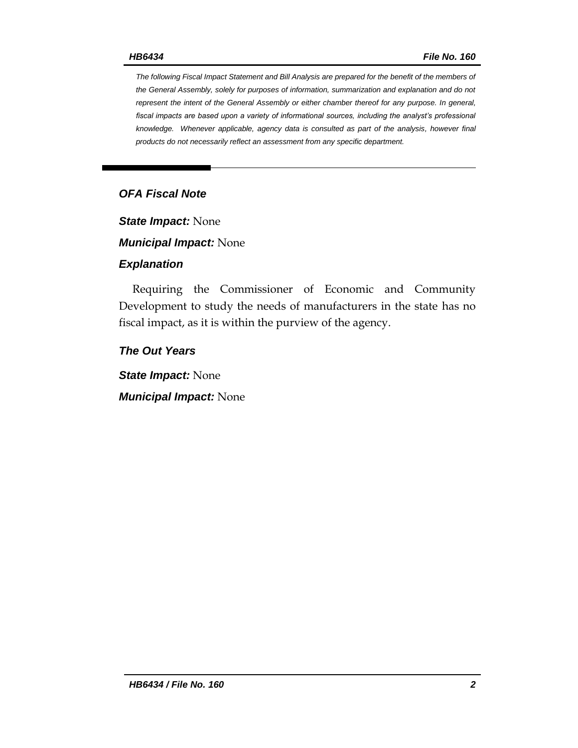*The following Fiscal Impact Statement and Bill Analysis are prepared for the benefit of the members of the General Assembly, solely for purposes of information, summarization and explanation and do not represent the intent of the General Assembly or either chamber thereof for any purpose. In general, fiscal impacts are based upon a variety of informational sources, including the analyst's professional knowledge. Whenever applicable, agency data is consulted as part of the analysis, however final products do not necessarily reflect an assessment from any specific department.*

## OFA Fiscal Note

***State Impact:*** None

***Municipal Impact:*** None

### Explanation

Requiring the Commissioner of Economic and Community Development to study the needs of manufacturers in the state has no fiscal impact, as it is within the purview of the agency.

### The Out Years

***State Impact:*** None

***Municipal Impact:*** None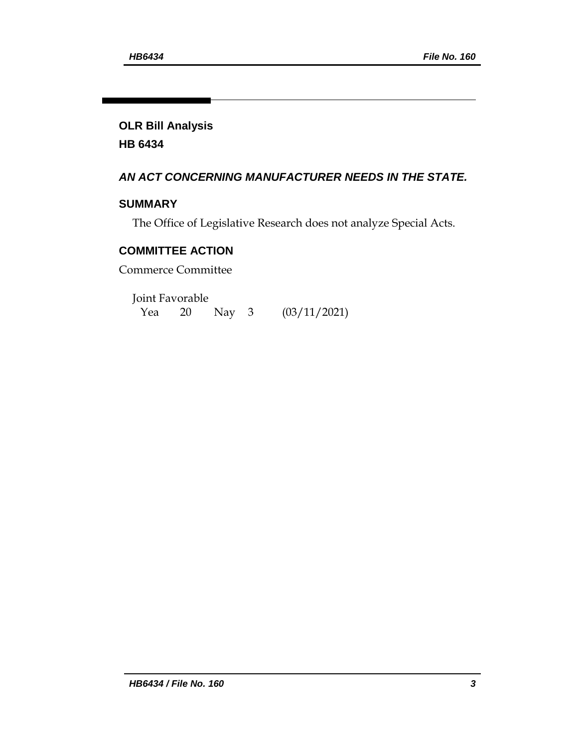**OLR Bill Analysis**

**HB 6434**

***AN ACT CONCERNING MANUFACTURER NEEDS IN THE STATE.***

## SUMMARY

The Office of Legislative Research does not analyze Special Acts.

## COMMITTEE ACTION

Commerce Committee

Joint Favorable
Yea 20 Nay 3 (03/11/2021)